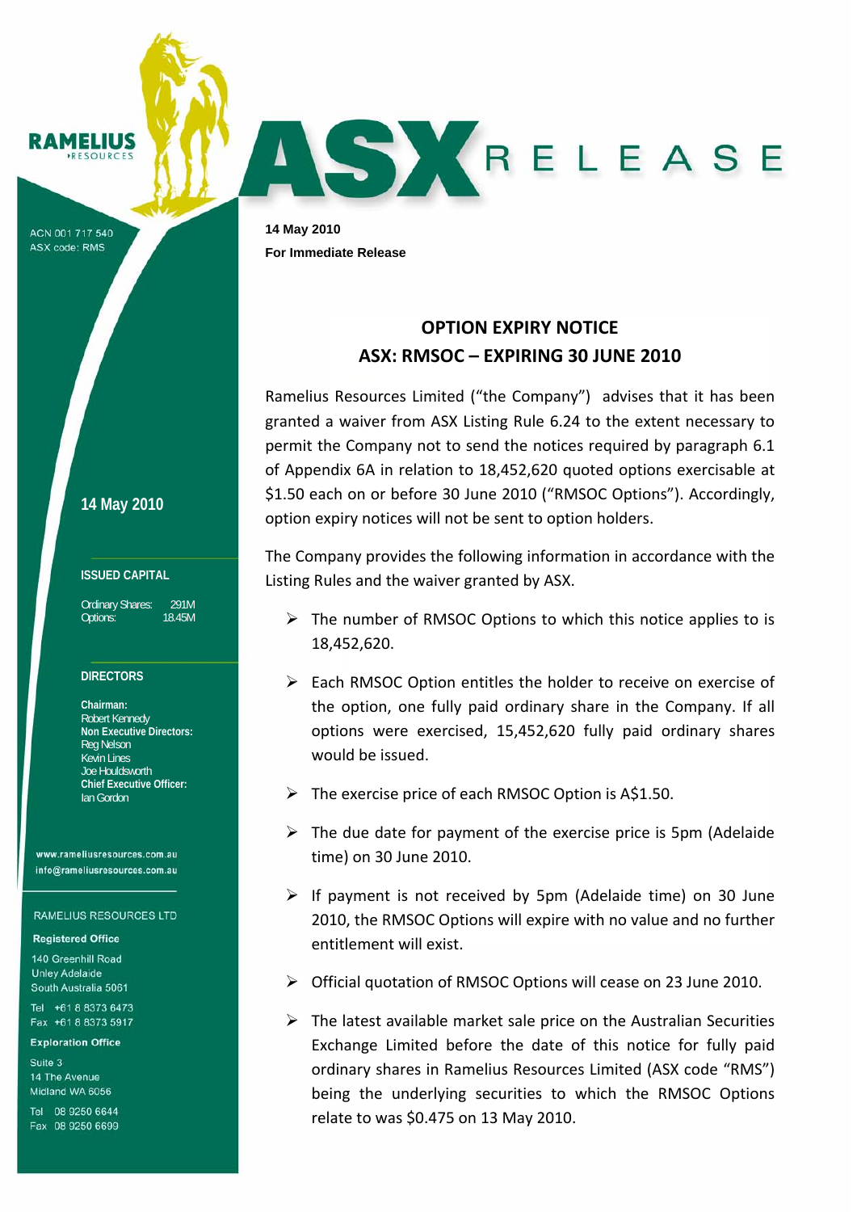RAMELIUS RESOURCES

ACN 001 717 540
ASX code: RMS

# ASX RELEASE

**14 May 2010**
**For Immediate Release**

## OPTION EXPIRY NOTICE
## ASX: RMSOC – EXPIRING 30 JUNE 2010

Ramelius Resources Limited ("the Company") advises that it has been granted a waiver from ASX Listing Rule 6.24 to the extent necessary to permit the Company not to send the notices required by paragraph 6.1 of Appendix 6A in relation to 18,452,620 quoted options exercisable at $1.50 each on or before 30 June 2010 ("RMSOC Options"). Accordingly, option expiry notices will not be sent to option holders.

The Company provides the following information in accordance with the Listing Rules and the waiver granted by ASX.

- The number of RMSOC Options to which this notice applies to is 18,452,620.
- Each RMSOC Option entitles the holder to receive on exercise of the option, one fully paid ordinary share in the Company. If all options were exercised, 15,452,620 fully paid ordinary shares would be issued.
- The exercise price of each RMSOC Option is A$1.50.
- The due date for payment of the exercise price is 5pm (Adelaide time) on 30 June 2010.
- If payment is not received by 5pm (Adelaide time) on 30 June 2010, the RMSOC Options will expire with no value and no further entitlement will exist.
- Official quotation of RMSOC Options will cease on 23 June 2010.
- The latest available market sale price on the Australian Securities Exchange Limited before the date of this notice for fully paid ordinary shares in Ramelius Resources Limited (ASX code "RMS") being the underlying securities to which the RMSOC Options relate to was $0.475 on 13 May 2010.

**14 May 2010**

**ISSUED CAPITAL**

| | |
|---|---|
| Ordinary Shares: | 291M |
| Options: | 18.45M |

**DIRECTORS**

**Chairman:**
Robert Kennedy
**Non Executive Directors:**
Reg Nelson
Kevin Lines
Joe Houldsworth
**Chief Executive Officer:**
Ian Gordon

www.rameliusresources.com.au
info@rameliusresources.com.au

RAMELIUS RESOURCES LTD

**Registered Office**
140 Greenhill Road
Unley Adelaide
South Australia 5061

Tel +61 8 8373 6473
Fax +61 8 8373 5917

**Exploration Office**
Suite 3
14 The Avenue
Midland WA 6056

Tel 08 9250 6644
Fax 08 9250 6699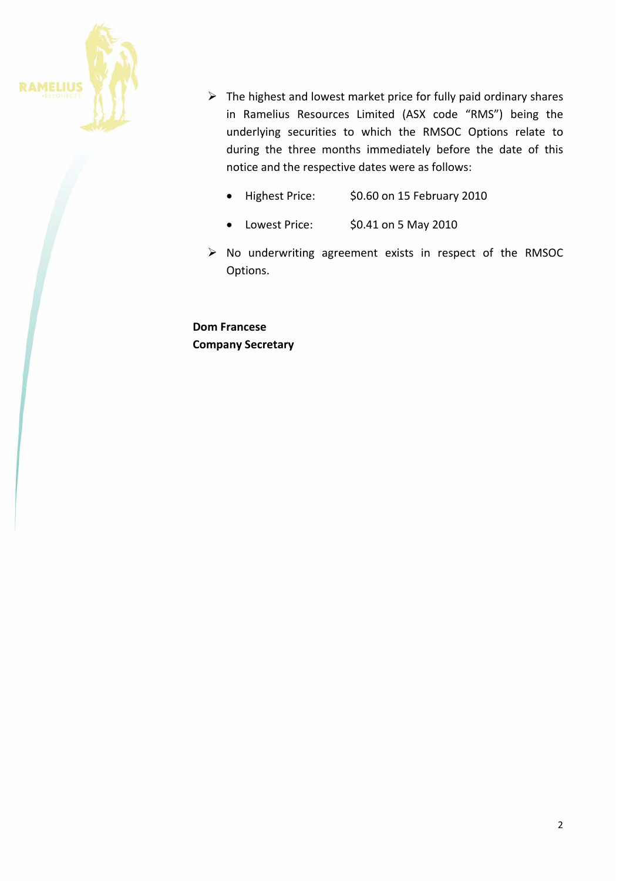- The highest and lowest market price for fully paid ordinary shares in Ramelius Resources Limited (ASX code "RMS") being the underlying securities to which the RMSOC Options relate to during the three months immediately before the date of this notice and the respective dates were as follows:

  - Highest Price: $0.60 on 15 February 2010
  - Lowest Price: $0.41 on 5 May 2010

- No underwriting agreement exists in respect of the RMSOC Options.

**Dom Francese**
**Company Secretary**